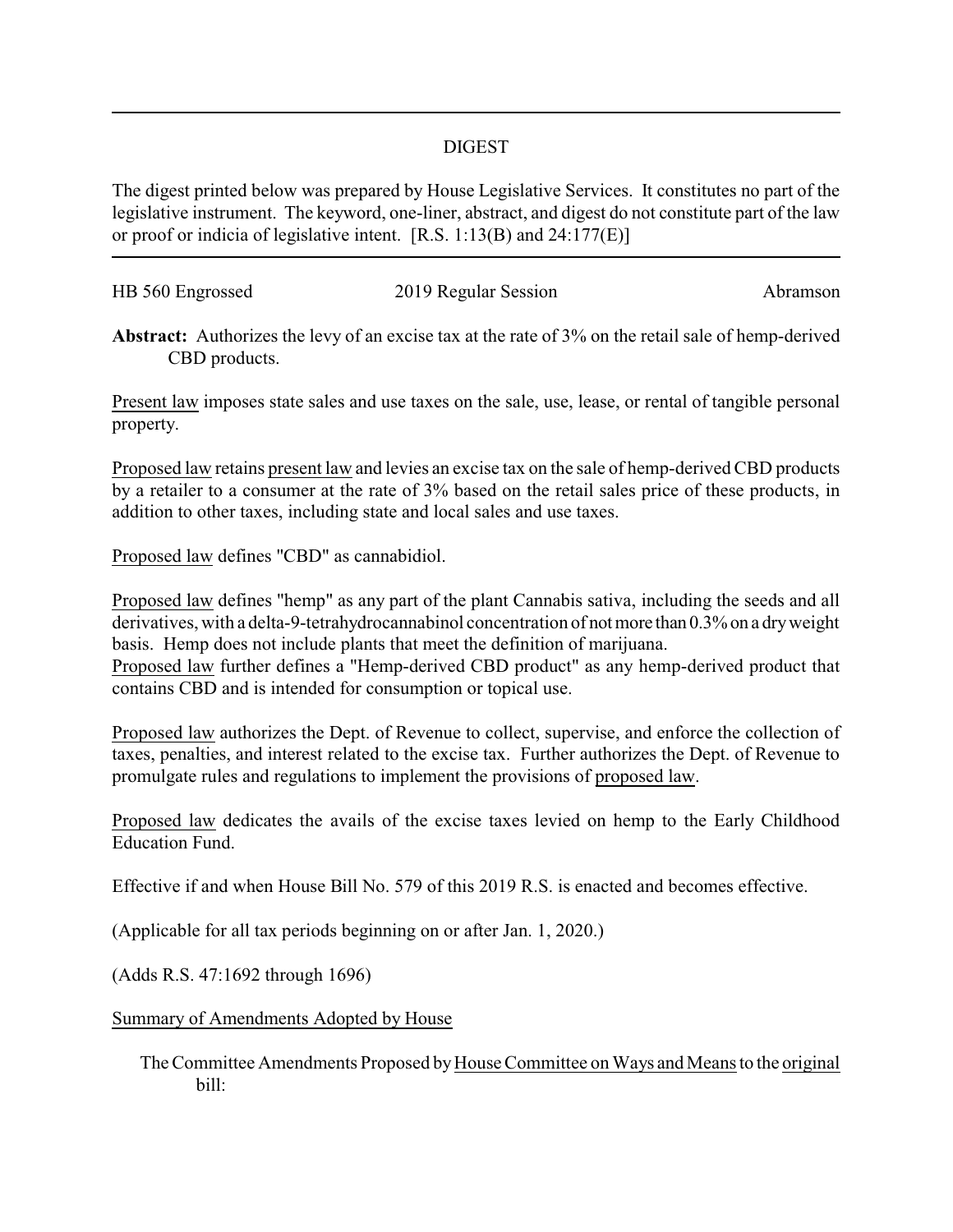## DIGEST

The digest printed below was prepared by House Legislative Services. It constitutes no part of the legislative instrument. The keyword, one-liner, abstract, and digest do not constitute part of the law or proof or indicia of legislative intent. [R.S. 1:13(B) and 24:177(E)]

HB 560 Engrossed 2019 Regular Session Abramson

**Abstract:** Authorizes the levy of an excise tax at the rate of 3% on the retail sale of hemp-derived CBD products.

Present law imposes state sales and use taxes on the sale, use, lease, or rental of tangible personal property.

Proposed law retains present law and levies an excise tax on the sale of hemp-derived CBD products by a retailer to a consumer at the rate of 3% based on the retail sales price of these products, in addition to other taxes, including state and local sales and use taxes.

Proposed law defines "CBD" as cannabidiol.

Proposed law defines "hemp" as any part of the plant Cannabis sativa, including the seeds and all derivatives, with a delta-9-tetrahydrocannabinol concentration of not more than 0.3% on a dry weight basis. Hemp does not include plants that meet the definition of marijuana.

Proposed law further defines a "Hemp-derived CBD product" as any hemp-derived product that contains CBD and is intended for consumption or topical use.

Proposed law authorizes the Dept. of Revenue to collect, supervise, and enforce the collection of taxes, penalties, and interest related to the excise tax. Further authorizes the Dept. of Revenue to promulgate rules and regulations to implement the provisions of proposed law.

Proposed law dedicates the avails of the excise taxes levied on hemp to the Early Childhood Education Fund.

Effective if and when House Bill No. 579 of this 2019 R.S. is enacted and becomes effective.

(Applicable for all tax periods beginning on or after Jan. 1, 2020.)

(Adds R.S. 47:1692 through 1696)

Summary of Amendments Adopted by House

The Committee Amendments Proposed by House Committee on Ways and Means to the original bill: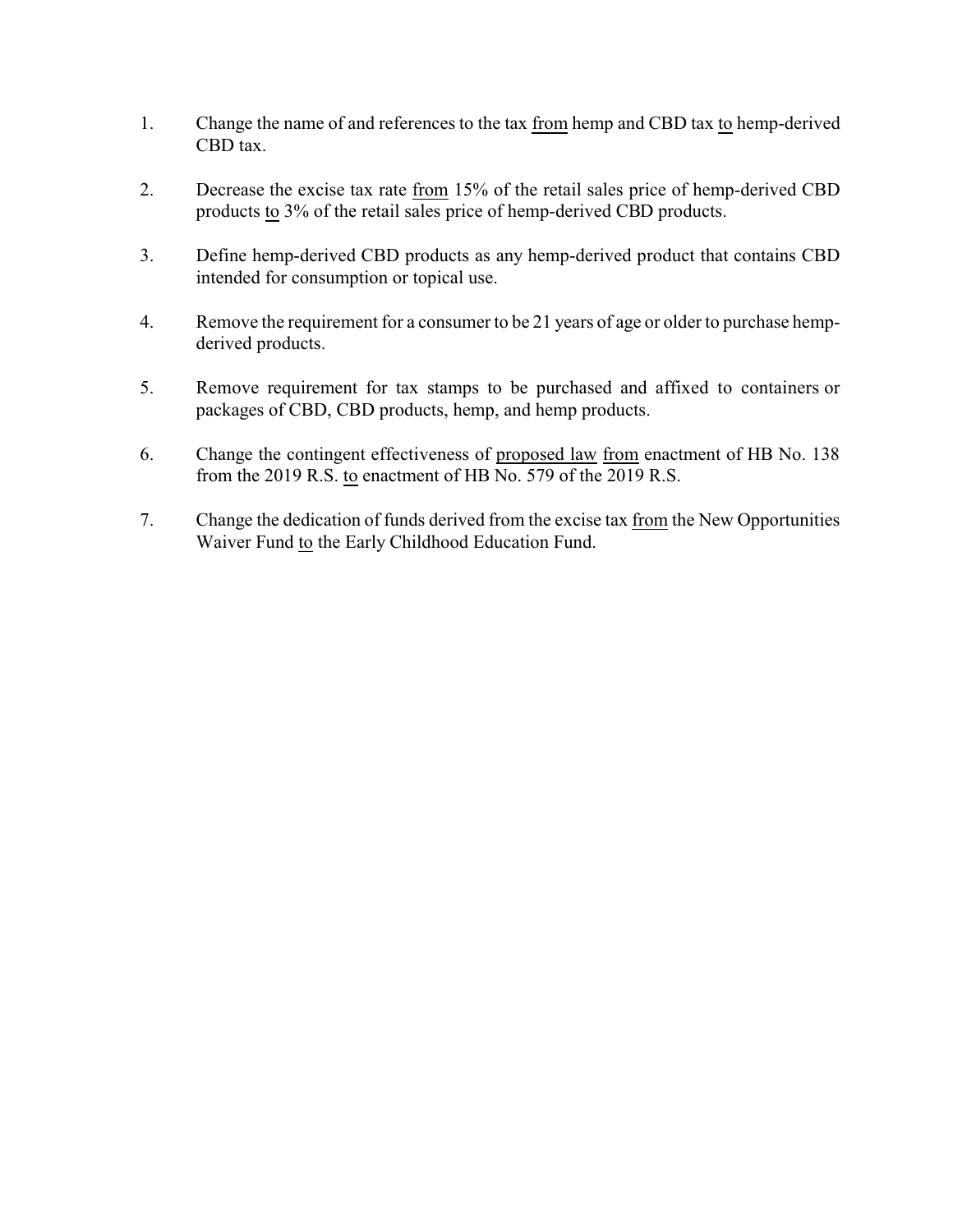1. Change the name of and references to the tax from hemp and CBD tax to hemp-derived CBD tax.

2. Decrease the excise tax rate from 15% of the retail sales price of hemp-derived CBD products to 3% of the retail sales price of hemp-derived CBD products.

3. Define hemp-derived CBD products as any hemp-derived product that contains CBD intended for consumption or topical use.

4. Remove the requirement for a consumer to be 21 years of age or older to purchase hemp-derived products.

5. Remove requirement for tax stamps to be purchased and affixed to containers or packages of CBD, CBD products, hemp, and hemp products.

6. Change the contingent effectiveness of proposed law from enactment of HB No. 138 from the 2019 R.S. to enactment of HB No. 579 of the 2019 R.S.

7. Change the dedication of funds derived from the excise tax from the New Opportunities Waiver Fund to the Early Childhood Education Fund.